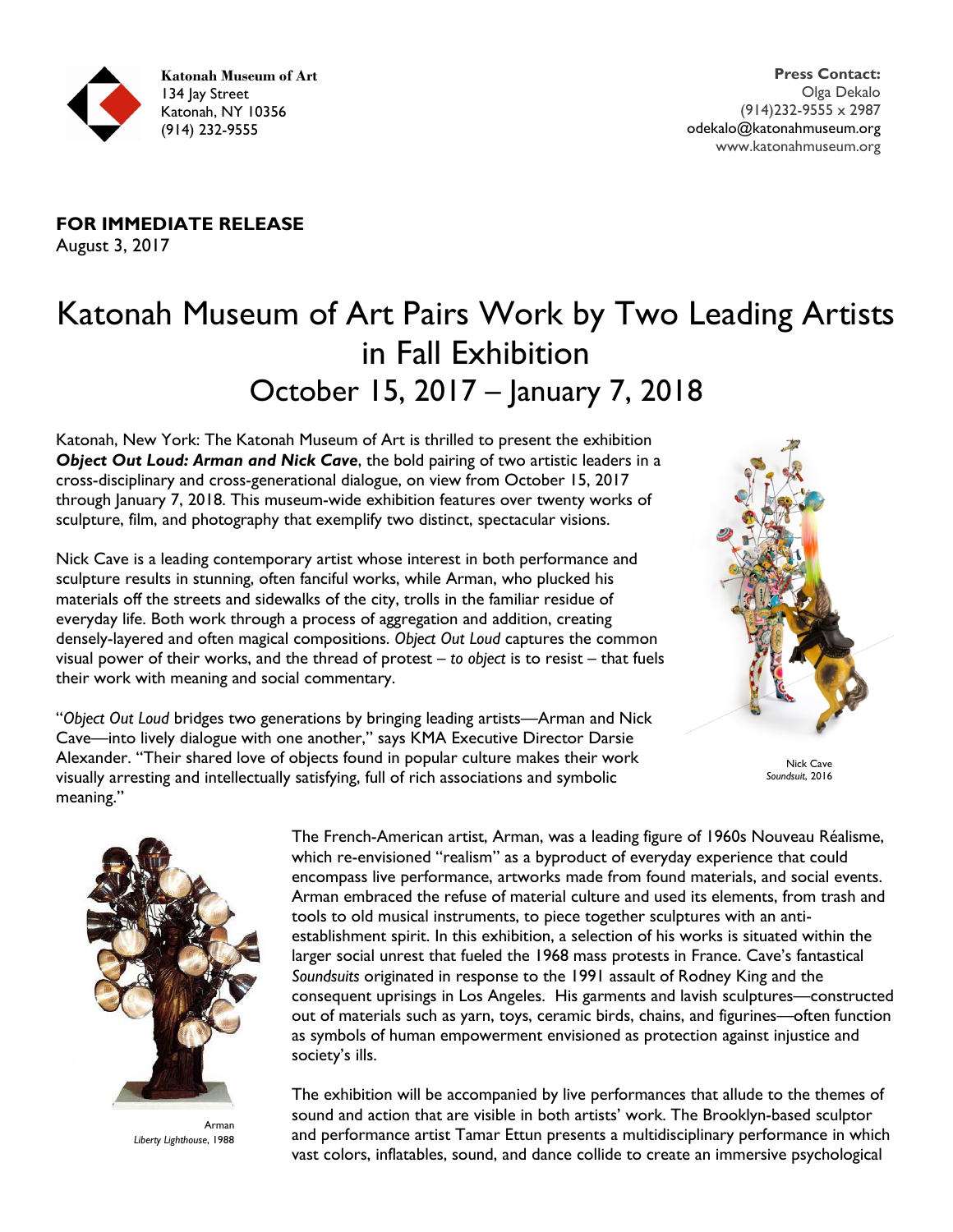**Katonah Museum of Art**
134 Jay Street
Katonah, NY 10356
(914) 232-9555

**Press Contact:**
Olga Dekalo
(914)232-9555 x 2987
odekalo@katonahmuseum.org
www.katonahmuseum.org

**FOR IMMEDIATE RELEASE**
August 3, 2017

# Katonah Museum of Art Pairs Work by Two Leading Artists in Fall Exhibition
## October 15, 2017 – January 7, 2018

Katonah, New York: The Katonah Museum of Art is thrilled to present the exhibition ***Object Out Loud: Arman and Nick Cave***, the bold pairing of two artistic leaders in a cross-disciplinary and cross-generational dialogue, on view from October 15, 2017 through January 7, 2018. This museum-wide exhibition features over twenty works of sculpture, film, and photography that exemplify two distinct, spectacular visions.

Nick Cave is a leading contemporary artist whose interest in both performance and sculpture results in stunning, often fanciful works, while Arman, who plucked his materials off the streets and sidewalks of the city, trolls in the familiar residue of everyday life. Both work through a process of aggregation and addition, creating densely-layered and often magical compositions. *Object Out Loud* captures the common visual power of their works, and the thread of protest – *to object* is to resist – that fuels their work with meaning and social commentary.

"*Object Out Loud* bridges two generations by bringing leading artists—Arman and Nick Cave—into lively dialogue with one another," says KMA Executive Director Darsie Alexander. "Their shared love of objects found in popular culture makes their work visually arresting and intellectually satisfying, full of rich associations and symbolic meaning."

Nick Cave
*Soundsuit*, 2016

Arman
*Liberty Lighthouse*, 1988

The French-American artist, Arman, was a leading figure of 1960s Nouveau Réalisme, which re-envisioned "realism" as a byproduct of everyday experience that could encompass live performance, artworks made from found materials, and social events. Arman embraced the refuse of material culture and used its elements, from trash and tools to old musical instruments, to piece together sculptures with an anti-establishment spirit. In this exhibition, a selection of his works is situated within the larger social unrest that fueled the 1968 mass protests in France. Cave's fantastical *Soundsuits* originated in response to the 1991 assault of Rodney King and the consequent uprisings in Los Angeles. His garments and lavish sculptures—constructed out of materials such as yarn, toys, ceramic birds, chains, and figurines—often function as symbols of human empowerment envisioned as protection against injustice and society's ills.

The exhibition will be accompanied by live performances that allude to the themes of sound and action that are visible in both artists' work. The Brooklyn-based sculptor and performance artist Tamar Ettun presents a multidisciplinary performance in which vast colors, inflatables, sound, and dance collide to create an immersive psychological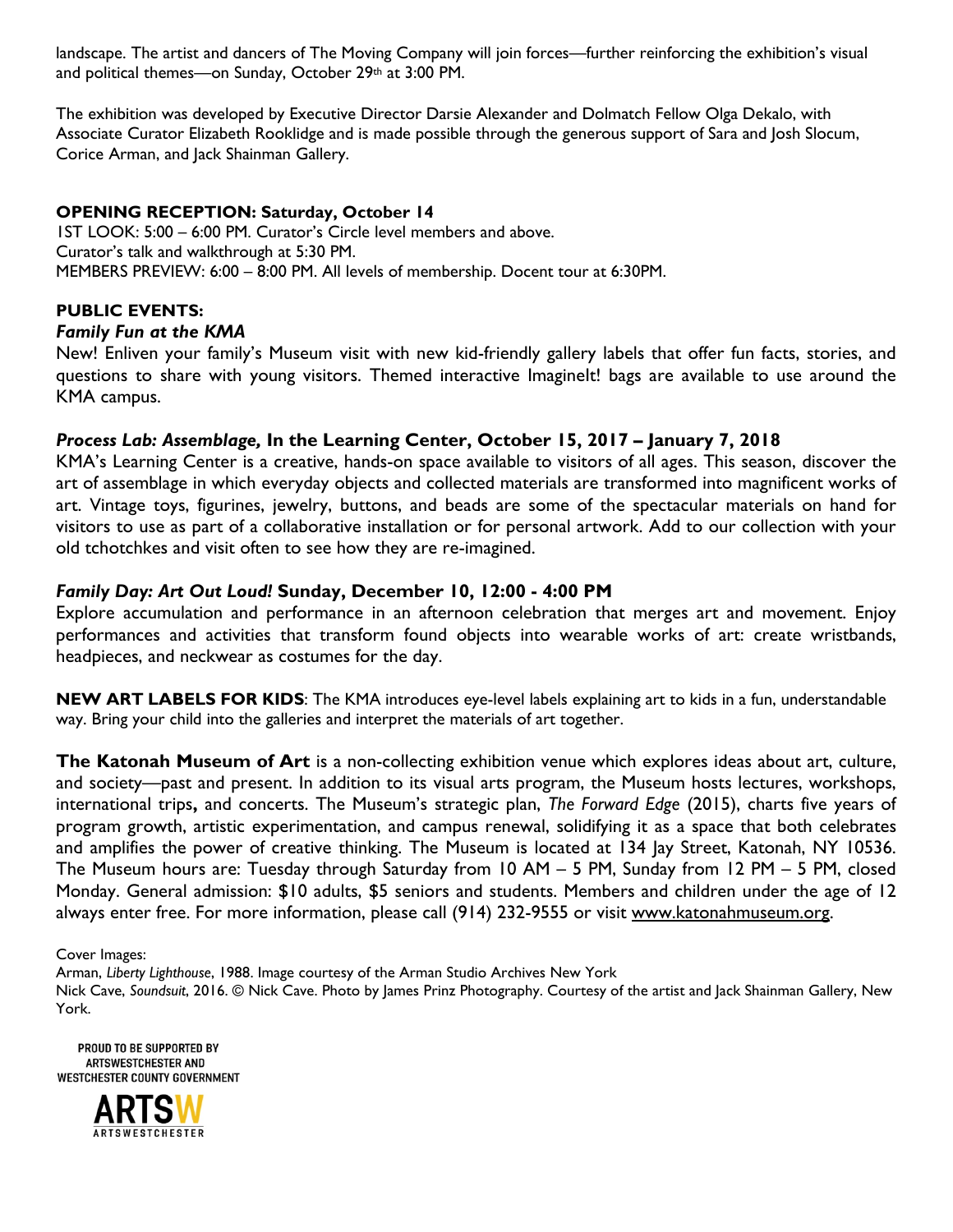landscape. The artist and dancers of The Moving Company will join forces—further reinforcing the exhibition's visual and political themes—on Sunday, October 29th at 3:00 PM.

The exhibition was developed by Executive Director Darsie Alexander and Dolmatch Fellow Olga Dekalo, with Associate Curator Elizabeth Rooklidge and is made possible through the generous support of Sara and Josh Slocum, Corice Arman, and Jack Shainman Gallery.

**OPENING RECEPTION: Saturday, October 14**
1ST LOOK: 5:00 – 6:00 PM. Curator's Circle level members and above.
Curator's talk and walkthrough at 5:30 PM.
MEMBERS PREVIEW: 6:00 – 8:00 PM. All levels of membership. Docent tour at 6:30PM.

**PUBLIC EVENTS:**

***Family Fun at the KMA***

New! Enliven your family's Museum visit with new kid-friendly gallery labels that offer fun facts, stories, and questions to share with young visitors. Themed interactive ImagineIt! bags are available to use around the KMA campus.

***Process Lab: Assemblage,* In the Learning Center, October 15, 2017 – January 7, 2018**

KMA's Learning Center is a creative, hands-on space available to visitors of all ages. This season, discover the art of assemblage in which everyday objects and collected materials are transformed into magnificent works of art. Vintage toys, figurines, jewelry, buttons, and beads are some of the spectacular materials on hand for visitors to use as part of a collaborative installation or for personal artwork. Add to our collection with your old tchotchkes and visit often to see how they are re-imagined.

***Family Day: Art Out Loud!* Sunday, December 10, 12:00 - 4:00 PM**

Explore accumulation and performance in an afternoon celebration that merges art and movement. Enjoy performances and activities that transform found objects into wearable works of art: create wristbands, headpieces, and neckwear as costumes for the day.

**NEW ART LABELS FOR KIDS**: The KMA introduces eye-level labels explaining art to kids in a fun, understandable way. Bring your child into the galleries and interpret the materials of art together.

**The Katonah Museum of Art** is a non-collecting exhibition venue which explores ideas about art, culture, and society—past and present. In addition to its visual arts program, the Museum hosts lectures, workshops, international trips**,** and concerts. The Museum's strategic plan, *The Forward Edge* (2015), charts five years of program growth, artistic experimentation, and campus renewal, solidifying it as a space that both celebrates and amplifies the power of creative thinking. The Museum is located at 134 Jay Street, Katonah, NY 10536. The Museum hours are: Tuesday through Saturday from 10 AM – 5 PM, Sunday from 12 PM – 5 PM, closed Monday. General admission: $10 adults, $5 seniors and students. Members and children under the age of 12 always enter free. For more information, please call (914) 232-9555 or visit www.katonahmuseum.org.

Cover Images:
Arman, *Liberty Lighthouse*, 1988. Image courtesy of the Arman Studio Archives New York
Nick Cave, *Soundsuit*, 2016. © Nick Cave. Photo by James Prinz Photography. Courtesy of the artist and Jack Shainman Gallery, New York.

PROUD TO BE SUPPORTED BY
ARTSWESTCHESTER AND
WESTCHESTER COUNTY GOVERNMENT

ARTSW
ARTSWESTCHESTER